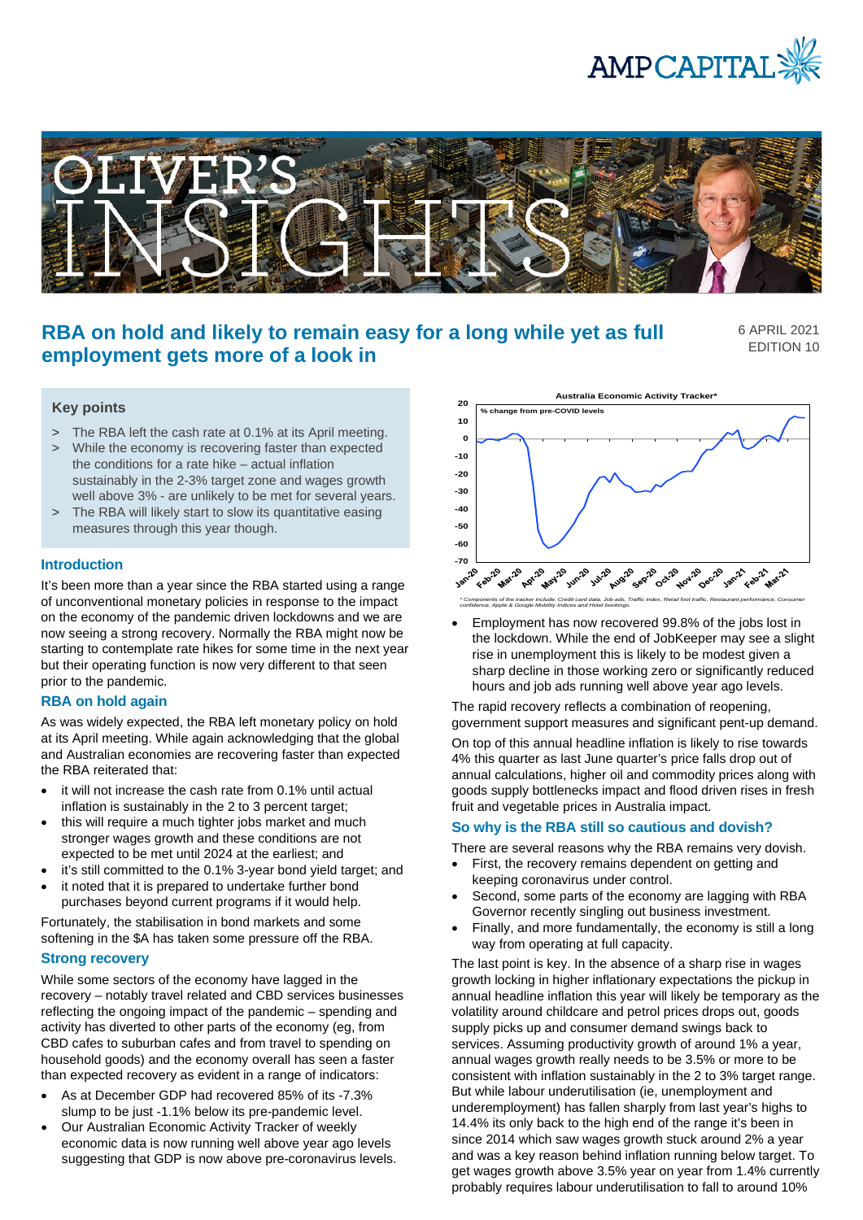# RBA on hold and likely to remain easy for a long while yet as full employment gets more of a look in

6 APRIL 2021
EDITION 10

## Key points

> The RBA left the cash rate at 0.1% at its April meeting.

> While the economy is recovering faster than expected the conditions for a rate hike – actual inflation sustainably in the 2-3% target zone and wages growth well above 3% - are unlikely to be met for several years.

> The RBA will likely start to slow its quantitative easing measures through this year though.

## Introduction

It's been more than a year since the RBA started using a range of unconventional monetary policies in response to the impact on the economy of the pandemic driven lockdowns and we are now seeing a strong recovery. Normally the RBA might now be starting to contemplate rate hikes for some time in the next year but their operating function is now very different to that seen prior to the pandemic.

## RBA on hold again

As was widely expected, the RBA left monetary policy on hold at its April meeting. While again acknowledging that the global and Australian economies are recovering faster than expected the RBA reiterated that:

- it will not increase the cash rate from 0.1% until actual inflation is sustainably in the 2 to 3 percent target;
- this will require a much tighter jobs market and much stronger wages growth and these conditions are not expected to be met until 2024 at the earliest; and
- it's still committed to the 0.1% 3-year bond yield target; and
- it noted that it is prepared to undertake further bond purchases beyond current programs if it would help.

Fortunately, the stabilisation in bond markets and some softening in the $A has taken some pressure off the RBA.

## Strong recovery

While some sectors of the economy have lagged in the recovery – notably travel related and CBD services businesses reflecting the ongoing impact of the pandemic – spending and activity has diverted to other parts of the economy (eg, from CBD cafes to suburban cafes and from travel to spending on household goods) and the economy overall has seen a faster than expected recovery as evident in a range of indicators:

- As at December GDP had recovered 85% of its -7.3% slump to be just -1.1% below its pre-pandemic level.
- Our Australian Economic Activity Tracker of weekly economic data is now running well above year ago levels suggesting that GDP is now above pre-coronavirus levels.

Australia Economic Activity Tracker*

% change from pre-COVID levels

*\* Components of the tracker include: Credit card data, Job ads, Traffic index, Retail foot traffic, Restaurant performance, Consumer confidence, Apple & Google Mobility Indices and Hotel bookings.*

- Employment has now recovered 99.8% of the jobs lost in the lockdown. While the end of JobKeeper may see a slight rise in unemployment this is likely to be modest given a sharp decline in those working zero or significantly reduced hours and job ads running well above year ago levels.

The rapid recovery reflects a combination of reopening, government support measures and significant pent-up demand.

On top of this annual headline inflation is likely to rise towards 4% this quarter as last June quarter's price falls drop out of annual calculations, higher oil and commodity prices along with goods supply bottlenecks impact and flood driven rises in fresh fruit and vegetable prices in Australia impact.

## So why is the RBA still so cautious and dovish?

There are several reasons why the RBA remains very dovish.

- First, the recovery remains dependent on getting and keeping coronavirus under control.
- Second, some parts of the economy are lagging with RBA Governor recently singling out business investment.
- Finally, and more fundamentally, the economy is still a long way from operating at full capacity.

The last point is key. In the absence of a sharp rise in wages growth locking in higher inflationary expectations the pickup in annual headline inflation this year will likely be temporary as the volatility around childcare and petrol prices drops out, goods supply picks up and consumer demand swings back to services. Assuming productivity growth of around 1% a year, annual wages growth really needs to be 3.5% or more to be consistent with inflation sustainably in the 2 to 3% target range. But while labour underutilisation (ie, unemployment and underemployment) has fallen sharply from last year's highs to 14.4% its only back to the high end of the range it's been in since 2014 which saw wages growth stuck around 2% a year and was a key reason behind inflation running below target. To get wages growth above 3.5% year on year from 1.4% currently probably requires labour underutilisation to fall to around 10%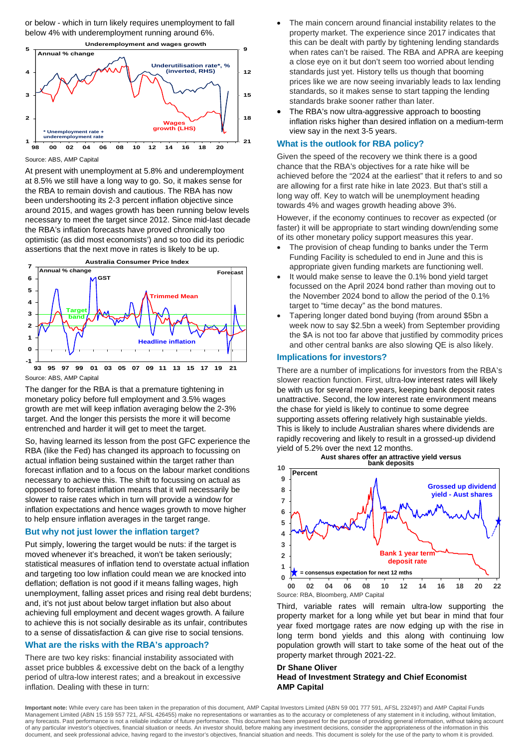or below - which in turn likely requires unemployment to fall below 4% with underemployment running around 6%.

Underemployment and wages growth

Annual % change

Underutilisation rate*, % (inverted, RHS)

Wages growth (LHS)

* Unemployment rate + underemployment rate

5 4 3 2 1

9 12 15 18 21

98 00 02 04 06 08 10 12 14 16 18 20

Source: ABS, AMP Capital

At present with unemployment at 5.8% and underemployment at 8.5% we still have a long way to go. So, it makes sense for the RBA to remain dovish and cautious. The RBA has now been undershooting its 2-3 percent inflation objective since around 2015, and wages growth has been running below levels necessary to meet the target since 2012. Since mid-last decade the RBA's inflation forecasts have proved chronically too optimistic (as did most economists') and so too did its periodic assertions that the next move in rates is likely to be up.

Australia Consumer Price Index

Annual % change

GST

Forecast

Trimmed Mean

Target band

Headline inflation

7 6 5 4 3 2 1 0 -1

93 95 97 99 01 03 05 07 09 11 13 15 17 19 21

Source: ABS, AMP Capital

The danger for the RBA is that a premature tightening in monetary policy before full employment and 3.5% wages growth are met will keep inflation averaging below the 2-3% target. And the longer this persists the more it will become entrenched and harder it will get to meet the target.

So, having learned its lesson from the post GFC experience the RBA (like the Fed) has changed its approach to focussing on actual inflation being sustained within the target rather than forecast inflation and to a focus on the labour market conditions necessary to achieve this. The shift to focussing on actual as opposed to forecast inflation means that it will necessarily be slower to raise rates which in turn will provide a window for inflation expectations and hence wages growth to move higher to help ensure inflation averages in the target range.

## But why not just lower the inflation target?

Put simply, lowering the target would be nuts: if the target is moved whenever it's breached, it won't be taken seriously; statistical measures of inflation tend to overstate actual inflation and targeting too low inflation could mean we are knocked into deflation; deflation is not good if it means falling wages, high unemployment, falling asset prices and rising real debt burdens; and, it's not just about below target inflation but also about achieving full employment and decent wages growth. A failure to achieve this is not socially desirable as its unfair, contributes to a sense of dissatisfaction & can give rise to social tensions.

## What are the risks with the RBA's approach?

There are two key risks: financial instability associated with asset price bubbles & excessive debt on the back of a lengthy period of ultra-low interest rates; and a breakout in excessive inflation. Dealing with these in turn:

- The main concern around financial instability relates to the property market. The experience since 2017 indicates that this can be dealt with partly by tightening lending standards when rates can't be raised. The RBA and APRA are keeping a close eye on it but don't seem too worried about lending standards just yet. History tells us though that booming prices like we are now seeing invariably leads to lax lending standards, so it makes sense to start tapping the lending standards brake sooner rather than later.
- The RBA's now ultra-aggressive approach to boosting inflation risks higher than desired inflation on a medium-term view say in the next 3-5 years.

## What is the outlook for RBA policy?

Given the speed of the recovery we think there is a good chance that the RBA's objectives for a rate hike will be achieved before the "2024 at the earliest" that it refers to and so are allowing for a first rate hike in late 2023. But that's still a long way off. Key to watch will be unemployment heading towards 4% and wages growth heading above 3%.

However, if the economy continues to recover as expected (or faster) it will be appropriate to start winding down/ending some of its other monetary policy support measures this year.

- The provision of cheap funding to banks under the Term Funding Facility is scheduled to end in June and this is appropriate given funding markets are functioning well.
- It would make sense to leave the 0.1% bond yield target focussed on the April 2024 bond rather than moving out to the November 2024 bond to allow the period of the 0.1% target to "time decay" as the bond matures.
- Tapering longer dated bond buying (from around $5bn a week now to say $2.5bn a week) from September providing the $A is not too far above that justified by commodity prices and other central banks are also slowing QE is also likely.

## Implications for investors?

There are a number of implications for investors from the RBA's slower reaction function. First, ultra-low interest rates will likely be with us for several more years, keeping bank deposit rates unattractive. Second, the low interest rate environment means the chase for yield is likely to continue to some degree supporting assets offering relatively high sustainable yields. This is likely to include Australian shares where dividends are rapidly recovering and likely to result in a grossed-up dividend yield of 5.2% over the next 12 months.

Aust shares offer an attractive yield versus bank deposits

Percent

Grossed up dividend yield - Aust shares

Bank 1 year term deposit rate

★ = consensus expectation for next 12 mths

10 9 8 7 6 5 4 3 2 1 0

00 02 04 06 08 10 12 14 16 18 20 22

Source: RBA, Bloomberg, AMP Capital

Third, variable rates will remain ultra-low supporting the property market for a long while yet but bear in mind that four year fixed mortgage rates are now edging up with the rise in long term bond yields and this along with continuing low population growth will start to take some of the heat out of the property market through 2021-22.

**Dr Shane Oliver**
**Head of Investment Strategy and Chief Economist**
**AMP Capital**

**Important note:** While every care has been taken in the preparation of this document, AMP Capital Investors Limited (ABN 59 001 777 591, AFSL 232497) and AMP Capital Funds Management Limited (ABN 15 159 557 721, AFSL 426455) make no representations or warranties as to the accuracy or completeness of any statement in it including, without limitation, any forecasts. Past performance is not a reliable indicator of future performance. This document has been prepared for the purpose of providing general information, without taking account of any particular investor's objectives, financial situation or needs. An investor should, before making any investment decisions, consider the appropriateness of the information in this document, and seek professional advice, having regard to the investor's objectives, financial situation and needs. This document is solely for the use of the party to whom it is provided.